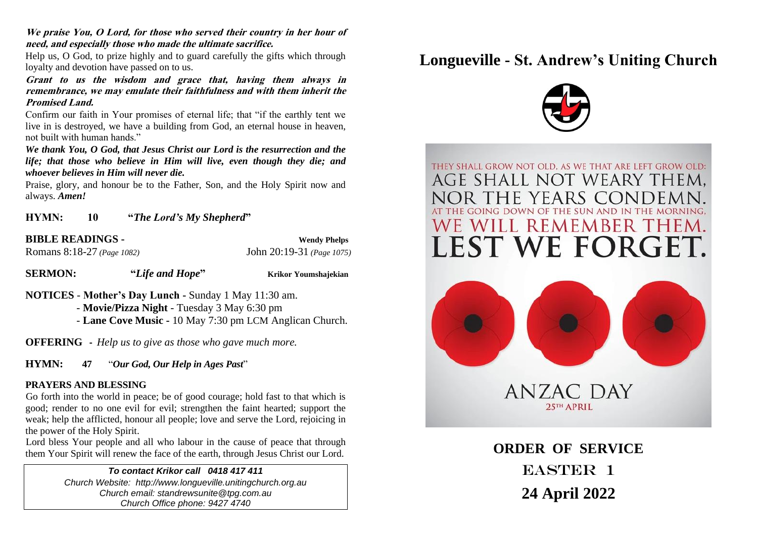***We praise You, O Lord, for those who served their country in her hour of need, and especially those who made the ultimate sacrifice.***

Help us, O God, to prize highly and to guard carefully the gifts which through loyalty and devotion have passed on to us.

***Grant to us the wisdom and grace that, having them always in remembrance, we may emulate their faithfulness and with them inherit the Promised Land.***

Confirm our faith in Your promises of eternal life; that "if the earthly tent we live in is destroyed, we have a building from God, an eternal house in heaven, not built with human hands."

***We thank You, O God, that Jesus Christ our Lord is the resurrection and the life; that those who believe in Him will live, even though they die; and whoever believes in Him will never die.***

Praise, glory, and honour be to the Father, Son, and the Holy Spirit now and always. ***Amen!***

**HYMN: 10 "*The Lord's My Shepherd*"**

**BIBLE READINGS -** **Wendy Phelps**

Romans 8:18-27 *(Page 1082)* John 20:19-31 *(Page 1075)*

**SERMON: "*Life and Hope*"** **Krikor Youmshajekian**

**NOTICES** - **Mother's Day Lunch** - Sunday 1 May 11:30 am.
- **Movie/Pizza Night** - Tuesday 3 May 6:30 pm
- **Lane Cove Music** - 10 May 7:30 pm LCM Anglican Church.

**OFFERING** - *Help us to give as those who gave much more.*

**HYMN: 47 "*Our God, Our Help in Ages Past*"**

**PRAYERS AND BLESSING**

Go forth into the world in peace; be of good courage; hold fast to that which is good; render to no one evil for evil; strengthen the faint hearted; support the weak; help the afflicted, honour all people; love and serve the Lord, rejoicing in the power of the Holy Spirit.

Lord bless Your people and all who labour in the cause of peace that through them Your Spirit will renew the face of the earth, through Jesus Christ our Lord.

***To contact Krikor call 0418 417 411***
*Church Website: http://www.longueville.unitingchurch.org.au*
*Church email: standrewsunite@tpg.com.au*
*Church Office phone: 9427 4740*

# Longueville - St. Andrew's Uniting Church

THEY SHALL GROW NOT OLD, AS WE THAT ARE LEFT GROW OLD:
AGE SHALL NOT WEARY THEM,
NOR THE YEARS CONDEMN.
AT THE GOING DOWN OF THE SUN AND IN THE MORNING,
WE WILL REMEMBER THEM.
LEST WE FORGET.

ANZAC DAY
25TH APRIL

## ORDER OF SERVICE

## EASTER 1

## 24 April 2022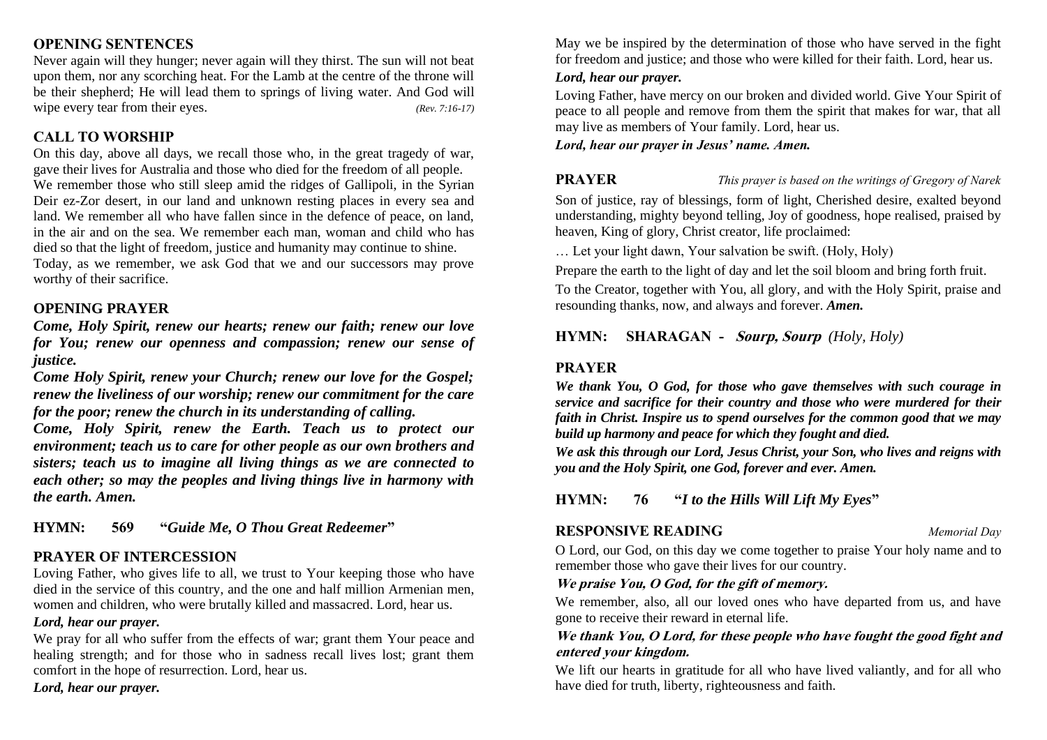## OPENING SENTENCES

Never again will they hunger; never again will they thirst. The sun will not beat upon them, nor any scorching heat. For the Lamb at the centre of the throne will be their shepherd; He will lead them to springs of living water. And God will wipe every tear from their eyes. *(Rev. 7:16-17)*

## CALL TO WORSHIP

On this day, above all days, we recall those who, in the great tragedy of war, gave their lives for Australia and those who died for the freedom of all people. We remember those who still sleep amid the ridges of Gallipoli, in the Syrian Deir ez-Zor desert, in our land and unknown resting places in every sea and land. We remember all who have fallen since in the defence of peace, on land, in the air and on the sea. We remember each man, woman and child who has died so that the light of freedom, justice and humanity may continue to shine. Today, as we remember, we ask God that we and our successors may prove worthy of their sacrifice.

## OPENING PRAYER

***Come, Holy Spirit, renew our hearts; renew our faith; renew our love for You; renew our openness and compassion; renew our sense of justice.***

***Come Holy Spirit, renew your Church; renew our love for the Gospel; renew the liveliness of our worship; renew our commitment for the care for the poor; renew the church in its understanding of calling.***

***Come, Holy Spirit, renew the Earth. Teach us to protect our environment; teach us to care for other people as our own brothers and sisters; teach us to imagine all living things as we are connected to each other; so may the peoples and living things live in harmony with the earth. Amen.***

## HYMN: 569 "*Guide Me, O Thou Great Redeemer*"

## PRAYER OF INTERCESSION

Loving Father, who gives life to all, we trust to Your keeping those who have died in the service of this country, and the one and half million Armenian men, women and children, who were brutally killed and massacred. Lord, hear us.

***Lord, hear our prayer.***

We pray for all who suffer from the effects of war; grant them Your peace and healing strength; and for those who in sadness recall lives lost; grant them comfort in the hope of resurrection. Lord, hear us.

***Lord, hear our prayer.***

May we be inspired by the determination of those who have served in the fight for freedom and justice; and those who were killed for their faith. Lord, hear us.

***Lord, hear our prayer.***

Loving Father, have mercy on our broken and divided world. Give Your Spirit of peace to all people and remove from them the spirit that makes for war, that all may live as members of Your family. Lord, hear us.

***Lord, hear our prayer in Jesus' name. Amen.***

## PRAYER

*This prayer is based on the writings of Gregory of Narek*

Son of justice, ray of blessings, form of light, Cherished desire, exalted beyond understanding, mighty beyond telling, Joy of goodness, hope realised, praised by heaven, King of glory, Christ creator, life proclaimed:

… Let your light dawn, Your salvation be swift. (Holy, Holy)

Prepare the earth to the light of day and let the soil bloom and bring forth fruit.

To the Creator, together with You, all glory, and with the Holy Spirit, praise and resounding thanks, now, and always and forever. ***Amen.***

## HYMN: SHARAGAN - *Sourp, Sourp* *(Holy, Holy)*

## PRAYER

***We thank You, O God, for those who gave themselves with such courage in service and sacrifice for their country and those who were murdered for their faith in Christ. Inspire us to spend ourselves for the common good that we may build up harmony and peace for which they fought and died.***

***We ask this through our Lord, Jesus Christ, your Son, who lives and reigns with you and the Holy Spirit, one God, forever and ever. Amen.***

## HYMN: 76 "*I to the Hills Will Lift My Eyes*"

## RESPONSIVE READING

*Memorial Day*

O Lord, our God, on this day we come together to praise Your holy name and to remember those who gave their lives for our country.

***We praise You, O God, for the gift of memory.***

We remember, also, all our loved ones who have departed from us, and have gone to receive their reward in eternal life.

***We thank You, O Lord, for these people who have fought the good fight and entered your kingdom.***

We lift our hearts in gratitude for all who have lived valiantly, and for all who have died for truth, liberty, righteousness and faith.